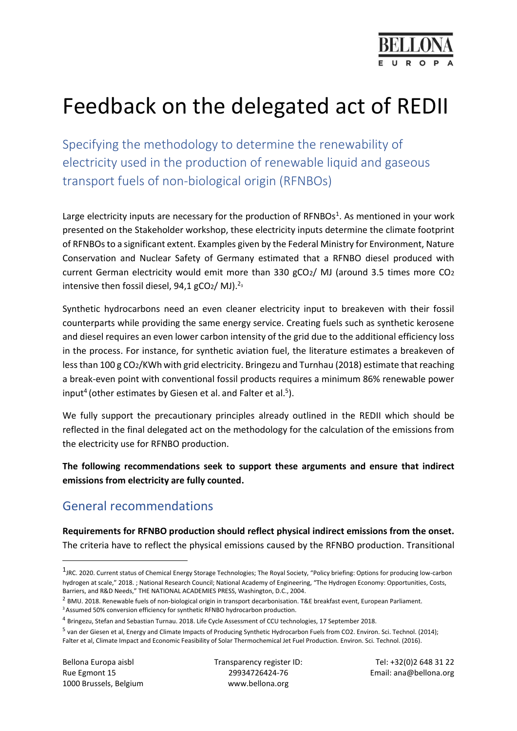# Feedback on the delegated act of REDII

## Specifying the methodology to determine the renewability of electricity used in the production of renewable liquid and gaseous transport fuels of non-biological origin (RFNBOs)

Large electricity inputs are necessary for the production of RFNBOs[1]. As mentioned in your work presented on the Stakeholder workshop, these electricity inputs determine the climate footprint of RFNBOs to a significant extent. Examples given by the Federal Ministry for Environment, Nature Conservation and Nuclear Safety of Germany estimated that a RFNBO diesel produced with current German electricity would emit more than 330 g$CO_2$/ MJ (around 3.5 times more $CO_2$ intensive then fossil diesel, 94,1 g$CO_2$/ MJ).[2,3]

Synthetic hydrocarbons need an even cleaner electricity input to breakeven with their fossil counterparts while providing the same energy service. Creating fuels such as synthetic kerosene and diesel requires an even lower carbon intensity of the grid due to the additional efficiency loss in the process. For instance, for synthetic aviation fuel, the literature estimates a breakeven of less than 100 g $CO_2$/KWh with grid electricity. Bringezu and Turnhau (2018) estimate that reaching a break-even point with conventional fossil products requires a minimum 86% renewable power input[4] (other estimates by Giesen et al. and Falter et al.[5]).

We fully support the precautionary principles already outlined in the REDII which should be reflected in the final delegated act on the methodology for the calculation of the emissions from the electricity use for RFNBO production.

**The following recommendations seek to support these arguments and ensure that indirect emissions from electricity are fully counted.**

## General recommendations

**Requirements for RFNBO production should reflect physical indirect emissions from the onset.** The criteria have to reflect the physical emissions caused by the RFNBO production. Transitional

---

[1] JRC. 2020. Current status of Chemical Energy Storage Technologies; The Royal Society, "Policy briefing: Options for producing low-carbon hydrogen at scale," 2018. ; National Research Council; National Academy of Engineering, "The Hydrogen Economy: Opportunities, Costs, Barriers, and R&D Needs," THE NATIONAL ACADEMIES PRESS, Washington, D.C., 2004.

[2] BMU. 2018. Renewable fuels of non-biological origin in transport decarbonisation. T&E breakfast event, European Parliament.

[3] Assumed 50% conversion efficiency for synthetic RFNBO hydrocarbon production.

[4] Bringezu, Stefan and Sebastian Turnau. 2018. Life Cycle Assessment of CCU technologies, 17 September 2018.

[5] van der Giesen et al, Energy and Climate Impacts of Producing Synthetic Hydrocarbon Fuels from CO2. Environ. Sci. Technol. (2014); Falter et al, Climate Impact and Economic Feasibility of Solar Thermochemical Jet Fuel Production. Environ. Sci. Technol. (2016).

Bellona Europa aisbl
Rue Egmont 15
1000 Brussels, Belgium

Transparency register ID:
29934726424-76
www.bellona.org

Tel: +32(0)2 648 31 22
Email: ana@bellona.org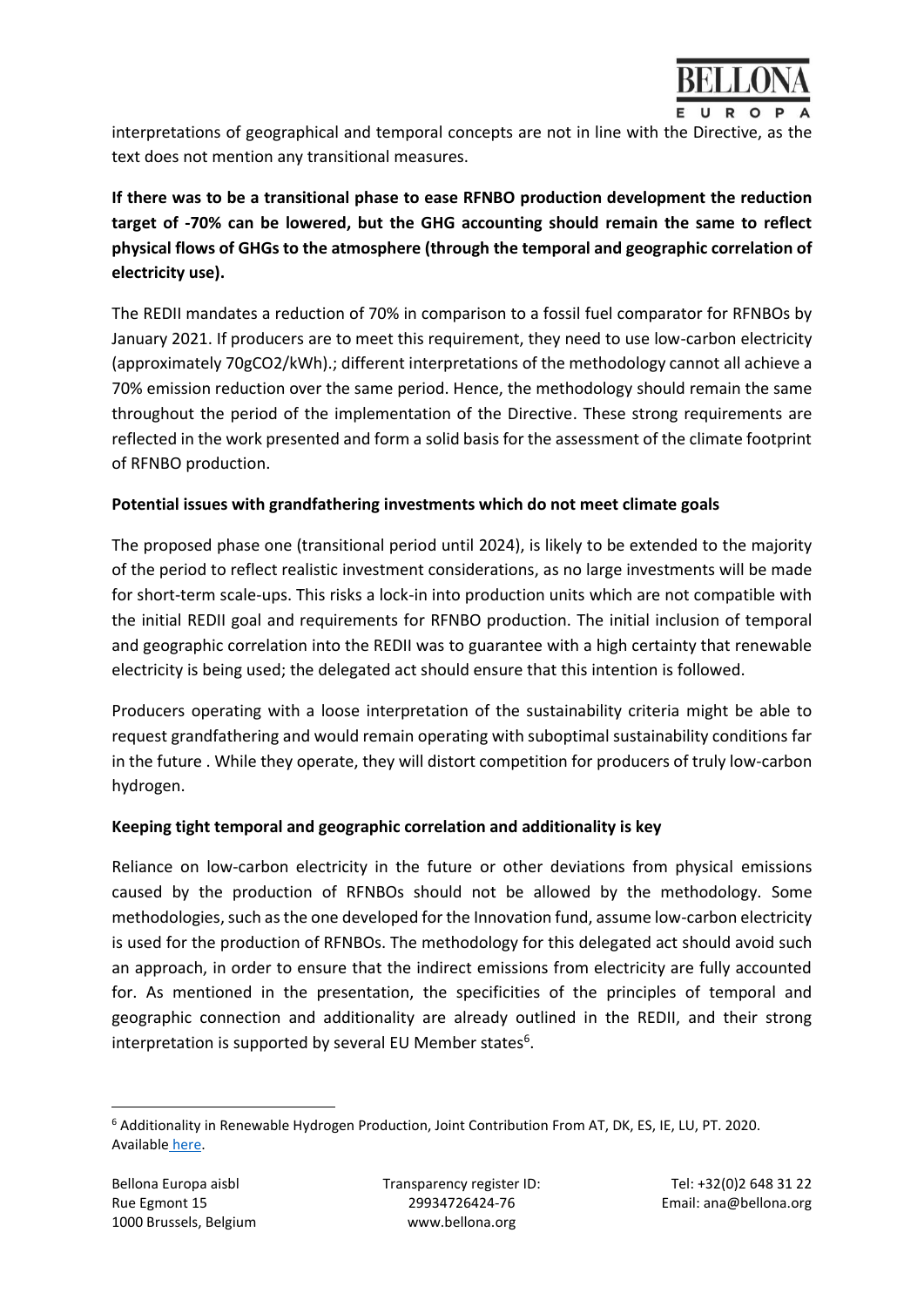interpretations of geographical and temporal concepts are not in line with the Directive, as the text does not mention any transitional measures.

**If there was to be a transitional phase to ease RFNBO production development the reduction target of -70% can be lowered, but the GHG accounting should remain the same to reflect physical flows of GHGs to the atmosphere (through the temporal and geographic correlation of electricity use).**

The REDII mandates a reduction of 70% in comparison to a fossil fuel comparator for RFNBOs by January 2021. If producers are to meet this requirement, they need to use low-carbon electricity (approximately 70gCO2/kWh).; different interpretations of the methodology cannot all achieve a 70% emission reduction over the same period. Hence, the methodology should remain the same throughout the period of the implementation of the Directive. These strong requirements are reflected in the work presented and form a solid basis for the assessment of the climate footprint of RFNBO production.

**Potential issues with grandfathering investments which do not meet climate goals**

The proposed phase one (transitional period until 2024), is likely to be extended to the majority of the period to reflect realistic investment considerations, as no large investments will be made for short-term scale-ups. This risks a lock-in into production units which are not compatible with the initial REDII goal and requirements for RFNBO production. The initial inclusion of temporal and geographic correlation into the REDII was to guarantee with a high certainty that renewable electricity is being used; the delegated act should ensure that this intention is followed.

Producers operating with a loose interpretation of the sustainability criteria might be able to request grandfathering and would remain operating with suboptimal sustainability conditions far in the future . While they operate, they will distort competition for producers of truly low-carbon hydrogen.

**Keeping tight temporal and geographic correlation and additionality is key**

Reliance on low-carbon electricity in the future or other deviations from physical emissions caused by the production of RFNBOs should not be allowed by the methodology. Some methodologies, such as the one developed for the Innovation fund, assume low-carbon electricity is used for the production of RFNBOs. The methodology for this delegated act should avoid such an approach, in order to ensure that the indirect emissions from electricity are fully accounted for. As mentioned in the presentation, the specificities of the principles of temporal and geographic connection and additionality are already outlined in the REDII, and their strong interpretation is supported by several EU Member states[6].

[6] Additionality in Renewable Hydrogen Production, Joint Contribution From AT, DK, ES, IE, LU, PT. 2020. Available here.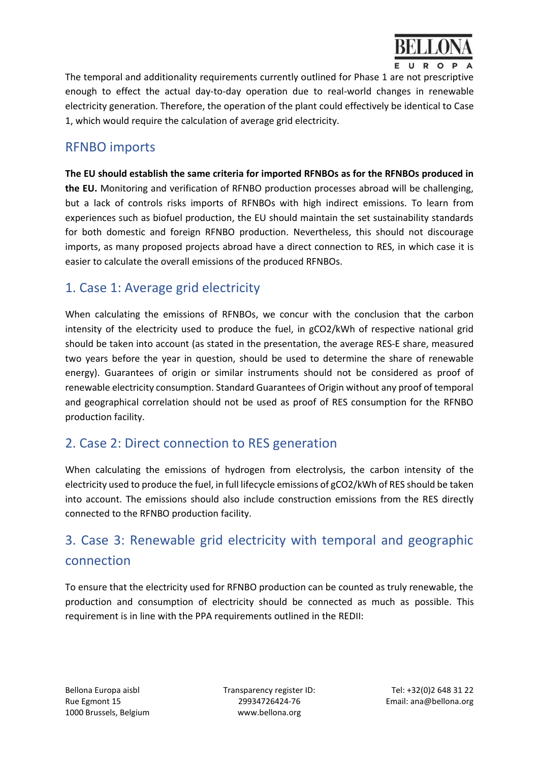The temporal and additionality requirements currently outlined for Phase 1 are not prescriptive enough to effect the actual day-to-day operation due to real-world changes in renewable electricity generation. Therefore, the operation of the plant could effectively be identical to Case 1, which would require the calculation of average grid electricity.

## RFNBO imports

**The EU should establish the same criteria for imported RFNBOs as for the RFNBOs produced in the EU.** Monitoring and verification of RFNBO production processes abroad will be challenging, but a lack of controls risks imports of RFNBOs with high indirect emissions. To learn from experiences such as biofuel production, the EU should maintain the set sustainability standards for both domestic and foreign RFNBO production. Nevertheless, this should not discourage imports, as many proposed projects abroad have a direct connection to RES, in which case it is easier to calculate the overall emissions of the produced RFNBOs.

## 1. Case 1: Average grid electricity

When calculating the emissions of RFNBOs, we concur with the conclusion that the carbon intensity of the electricity used to produce the fuel, in $gCO_2/kWh$ of respective national grid should be taken into account (as stated in the presentation, the average RES-E share, measured two years before the year in question, should be used to determine the share of renewable energy). Guarantees of origin or similar instruments should not be considered as proof of renewable electricity consumption. Standard Guarantees of Origin without any proof of temporal and geographical correlation should not be used as proof of RES consumption for the RFNBO production facility.

## 2. Case 2: Direct connection to RES generation

When calculating the emissions of hydrogen from electrolysis, the carbon intensity of the electricity used to produce the fuel, in full lifecycle emissions of $gCO_2/kWh$ of RES should be taken into account. The emissions should also include construction emissions from the RES directly connected to the RFNBO production facility.

## 3. Case 3: Renewable grid electricity with temporal and geographic connection

To ensure that the electricity used for RFNBO production can be counted as truly renewable, the production and consumption of electricity should be connected as much as possible. This requirement is in line with the PPA requirements outlined in the REDII: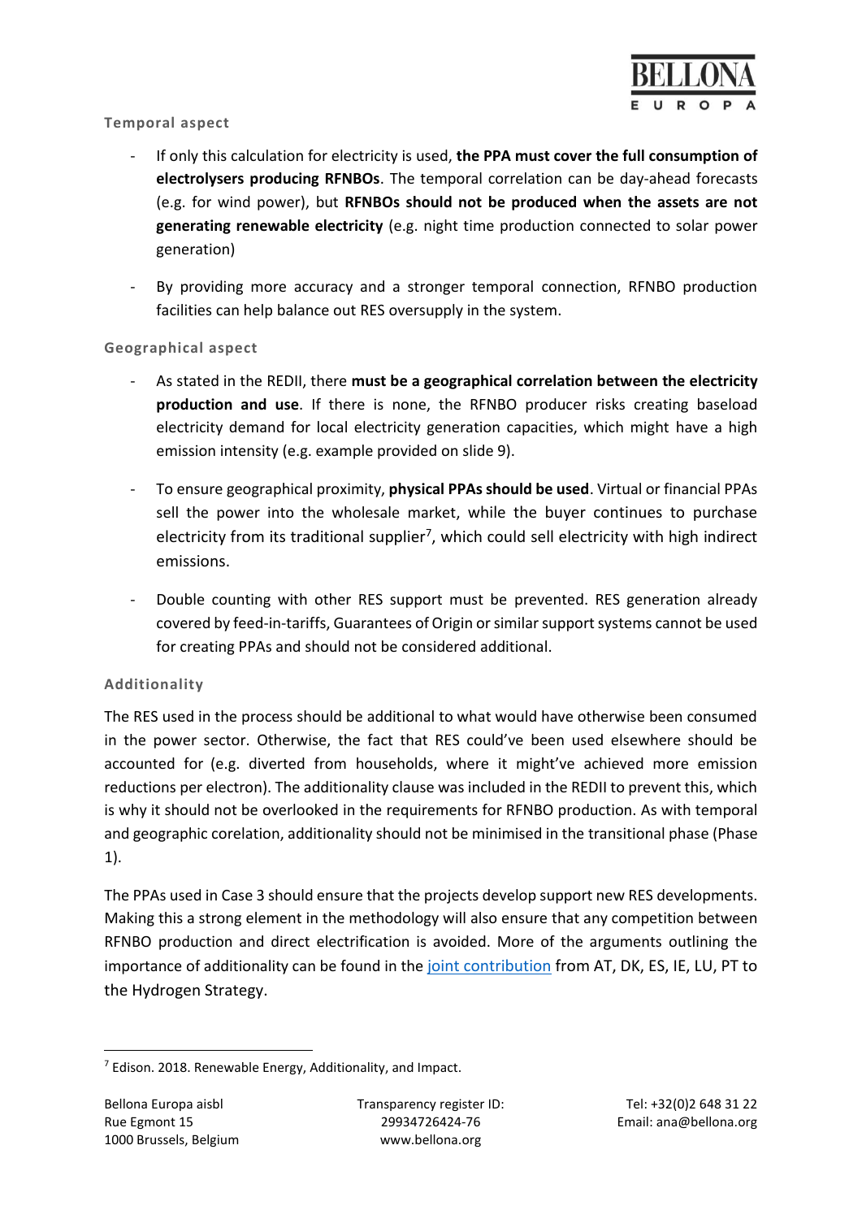### Temporal aspect

- If only this calculation for electricity is used, **the PPA must cover the full consumption of electrolysers producing RFNBOs**. The temporal correlation can be day-ahead forecasts (e.g. for wind power), but **RFNBOs should not be produced when the assets are not generating renewable electricity** (e.g. night time production connected to solar power generation)
- By providing more accuracy and a stronger temporal connection, RFNBO production facilities can help balance out RES oversupply in the system.

### Geographical aspect

- As stated in the REDII, there **must be a geographical correlation between the electricity production and use**. If there is none, the RFNBO producer risks creating baseload electricity demand for local electricity generation capacities, which might have a high emission intensity (e.g. example provided on slide 9).
- To ensure geographical proximity, **physical PPAs should be used**. Virtual or financial PPAs sell the power into the wholesale market, while the buyer continues to purchase electricity from its traditional supplier[7], which could sell electricity with high indirect emissions.
- Double counting with other RES support must be prevented. RES generation already covered by feed-in-tariffs, Guarantees of Origin or similar support systems cannot be used for creating PPAs and should not be considered additional.

### Additionality

The RES used in the process should be additional to what would have otherwise been consumed in the power sector. Otherwise, the fact that RES could've been used elsewhere should be accounted for (e.g. diverted from households, where it might've achieved more emission reductions per electron). The additionality clause was included in the REDII to prevent this, which is why it should not be overlooked in the requirements for RFNBO production. As with temporal and geographic corelation, additionality should not be minimised in the transitional phase (Phase 1).

The PPAs used in Case 3 should ensure that the projects develop support new RES developments. Making this a strong element in the methodology will also ensure that any competition between RFNBO production and direct electrification is avoided. More of the arguments outlining the importance of additionality can be found in the joint contribution from AT, DK, ES, IE, LU, PT to the Hydrogen Strategy.

---

[7] Edison. 2018. Renewable Energy, Additionality, and Impact.

Bellona Europa aisbl
Rue Egmont 15
1000 Brussels, Belgium

Transparency register ID:
29934726424-76
www.bellona.org

Tel: +32(0)2 648 31 22
Email: ana@bellona.org